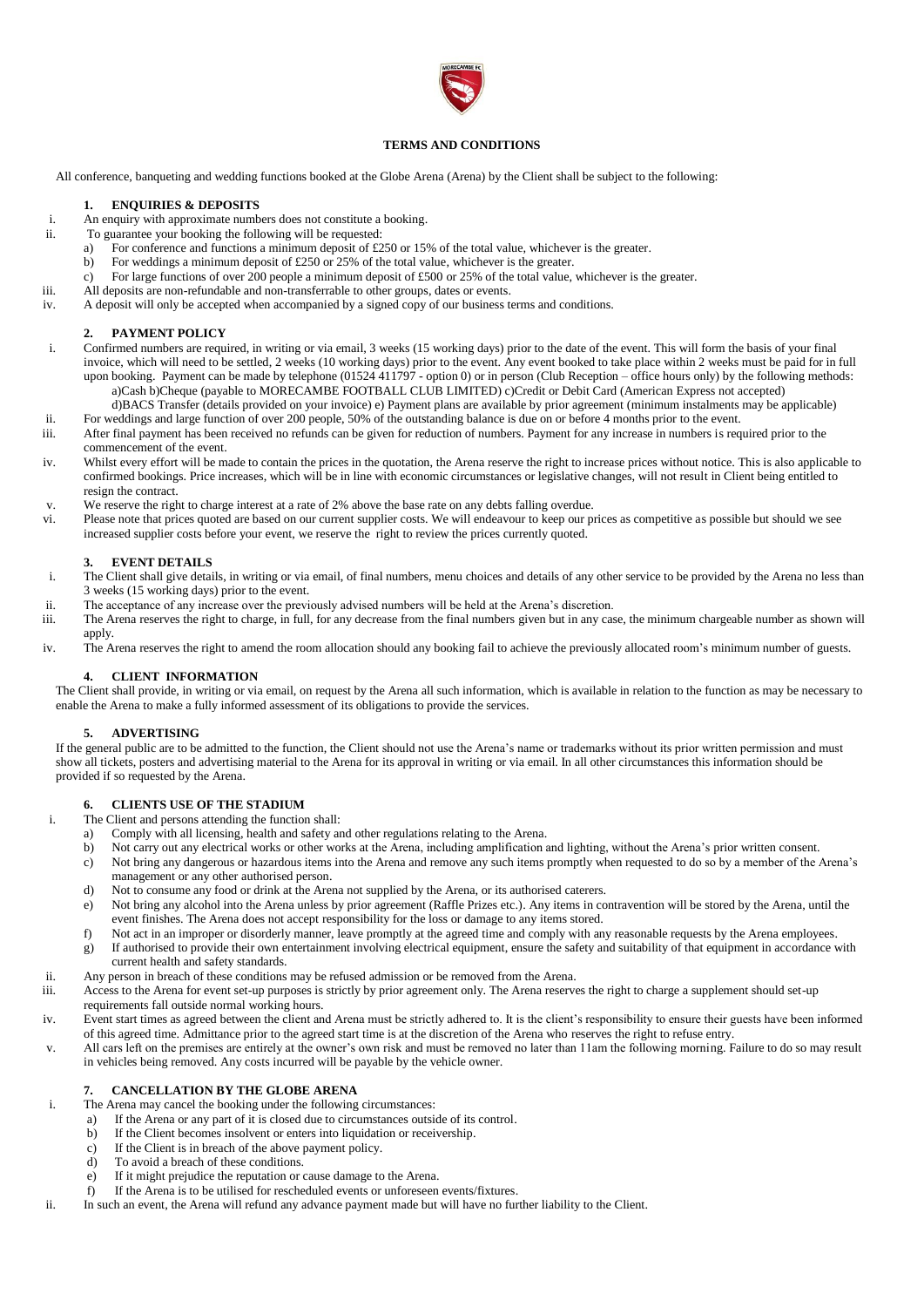# TERMS AND CONDITIONS

All conference, banqueting and wedding functions booked at the Globe Arena (Arena) by the Client shall be subject to the following:

## 1. ENQUIRIES & DEPOSITS

i. An enquiry with approximate numbers does not constitute a booking.

ii. To guarantee your booking the following will be requested:
   a) For conference and functions a minimum deposit of £250 or 15% of the total value, whichever is the greater.
   b) For weddings a minimum deposit of £250 or 25% of the total value, whichever is the greater.
   c) For large functions of over 200 people a minimum deposit of £500 or 25% of the total value, whichever is the greater.

iii. All deposits are non-refundable and non-transferrable to other groups, dates or events.

iv. A deposit will only be accepted when accompanied by a signed copy of our business terms and conditions.

## 2. PAYMENT POLICY

i. Confirmed numbers are required, in writing or via email, 3 weeks (15 working days) prior to the date of the event. This will form the basis of your final invoice, which will need to be settled, 2 weeks (10 working days) prior to the event. Any event booked to take place within 2 weeks must be paid for in full upon booking. Payment can be made by telephone (01524 411797 - option 0) or in person (Club Reception – office hours only) by the following methods:
   a)Cash b)Cheque (payable to MORECAMBE FOOTBALL CLUB LIMITED) c)Credit or Debit Card (American Express not accepted)
   d)BACS Transfer (details provided on your invoice) e) Payment plans are available by prior agreement (minimum instalments may be applicable)

ii. For weddings and large function of over 200 people, 50% of the outstanding balance is due on or before 4 months prior to the event.

iii. After final payment has been received no refunds can be given for reduction of numbers. Payment for any increase in numbers is required prior to the commencement of the event.

iv. Whilst every effort will be made to contain the prices in the quotation, the Arena reserve the right to increase prices without notice. This is also applicable to confirmed bookings. Price increases, which will be in line with economic circumstances or legislative changes, will not result in Client being entitled to resign the contract.

v. We reserve the right to charge interest at a rate of 2% above the base rate on any debts falling overdue.

vi. Please note that prices quoted are based on our current supplier costs. We will endeavour to keep our prices as competitive as possible but should we see increased supplier costs before your event, we reserve the right to review the prices currently quoted.

## 3. EVENT DETAILS

i. The Client shall give details, in writing or via email, of final numbers, menu choices and details of any other service to be provided by the Arena no less than 3 weeks (15 working days) prior to the event.

ii. The acceptance of any increase over the previously advised numbers will be held at the Arena's discretion.

iii. The Arena reserves the right to charge, in full, for any decrease from the final numbers given but in any case, the minimum chargeable number as shown will apply.

iv. The Arena reserves the right to amend the room allocation should any booking fail to achieve the previously allocated room's minimum number of guests.

## 4. CLIENT INFORMATION

The Client shall provide, in writing or via email, on request by the Arena all such information, which is available in relation to the function as may be necessary to enable the Arena to make a fully informed assessment of its obligations to provide the services.

## 5. ADVERTISING

If the general public are to be admitted to the function, the Client should not use the Arena's name or trademarks without its prior written permission and must show all tickets, posters and advertising material to the Arena for its approval in writing or via email. In all other circumstances this information should be provided if so requested by the Arena.

## 6. CLIENTS USE OF THE STADIUM

i. The Client and persons attending the function shall:
   a) Comply with all licensing, health and safety and other regulations relating to the Arena.
   b) Not carry out any electrical works or other works at the Arena, including amplification and lighting, without the Arena's prior written consent.
   c) Not bring any dangerous or hazardous items into the Arena and remove any such items promptly when requested to do so by a member of the Arena's management or any other authorised person.
   d) Not to consume any food or drink at the Arena not supplied by the Arena, or its authorised caterers.
   e) Not bring any alcohol into the Arena unless by prior agreement (Raffle Prizes etc.). Any items in contravention will be stored by the Arena, until the event finishes. The Arena does not accept responsibility for the loss or damage to any items stored.
   f) Not act in an improper or disorderly manner, leave promptly at the agreed time and comply with any reasonable requests by the Arena employees.
   g) If authorised to provide their own entertainment involving electrical equipment, ensure the safety and suitability of that equipment in accordance with current health and safety standards.

ii. Any person in breach of these conditions may be refused admission or be removed from the Arena.

iii. Access to the Arena for event set-up purposes is strictly by prior agreement only. The Arena reserves the right to charge a supplement should set-up requirements fall outside normal working hours.

iv. Event start times as agreed between the client and Arena must be strictly adhered to. It is the client's responsibility to ensure their guests have been informed of this agreed time. Admittance prior to the agreed start time is at the discretion of the Arena who reserves the right to refuse entry.

v. All cars left on the premises are entirely at the owner's own risk and must be removed no later than 11am the following morning. Failure to do so may result in vehicles being removed. Any costs incurred will be payable by the vehicle owner.

## 7. CANCELLATION BY THE GLOBE ARENA

i. The Arena may cancel the booking under the following circumstances:
   a) If the Arena or any part of it is closed due to circumstances outside of its control.
   b) If the Client becomes insolvent or enters into liquidation or receivership.
   c) If the Client is in breach of the above payment policy.
   d) To avoid a breach of these conditions.
   e) If it might prejudice the reputation or cause damage to the Arena.
   f) If the Arena is to be utilised for rescheduled events or unforeseen events/fixtures.

ii. In such an event, the Arena will refund any advance payment made but will have no further liability to the Client.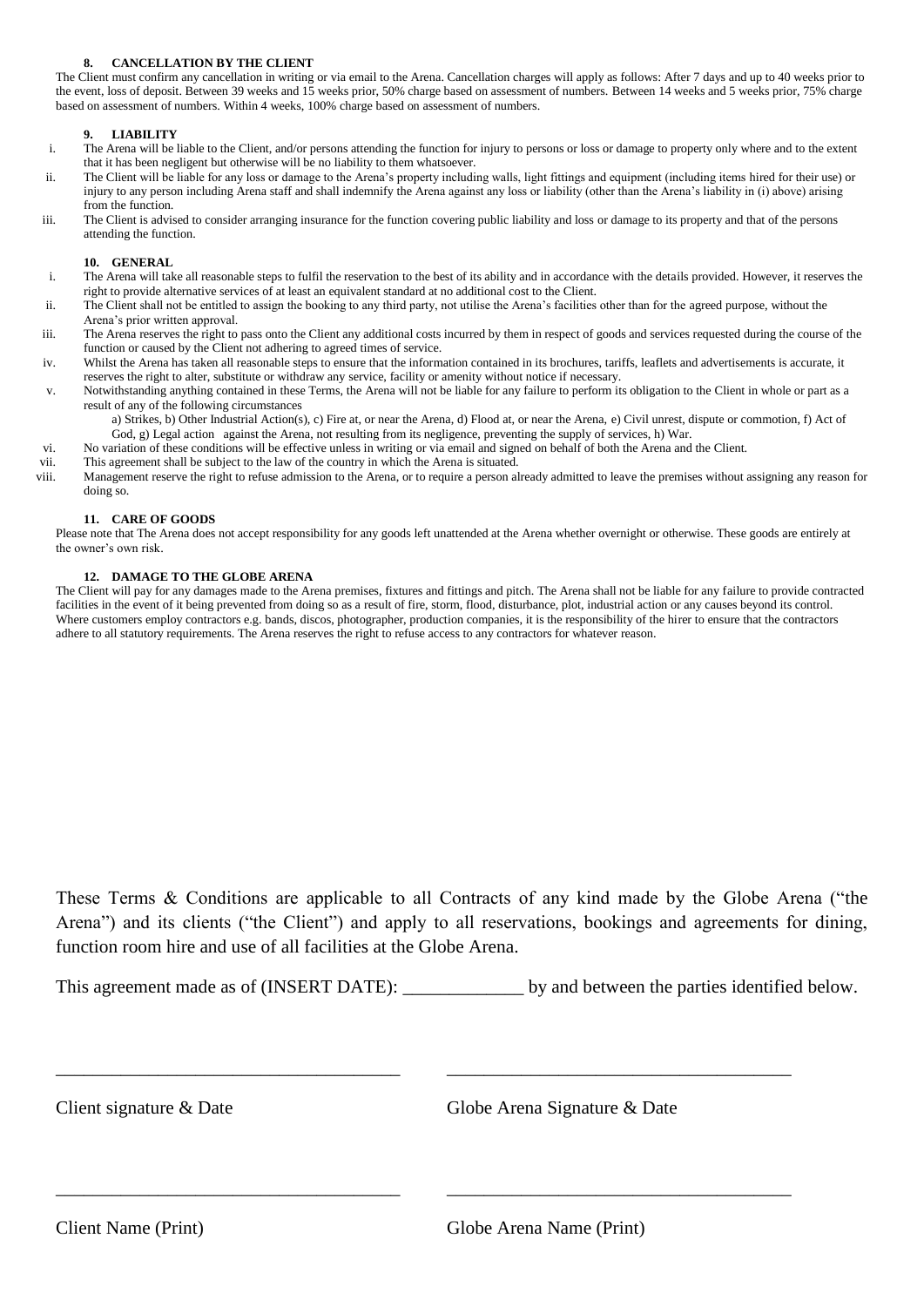## 8. CANCELLATION BY THE CLIENT

The Client must confirm any cancellation in writing or via email to the Arena. Cancellation charges will apply as follows: After 7 days and up to 40 weeks prior to the event, loss of deposit. Between 39 weeks and 15 weeks prior, 50% charge based on assessment of numbers. Between 14 weeks and 5 weeks prior, 75% charge based on assessment of numbers. Within 4 weeks, 100% charge based on assessment of numbers.

## 9. LIABILITY

i. The Arena will be liable to the Client, and/or persons attending the function for injury to persons or loss or damage to property only where and to the extent that it has been negligent but otherwise will be no liability to them whatsoever.

ii. The Client will be liable for any loss or damage to the Arena's property including walls, light fittings and equipment (including items hired for their use) or injury to any person including Arena staff and shall indemnify the Arena against any loss or liability (other than the Arena's liability in (i) above) arising from the function.

iii. The Client is advised to consider arranging insurance for the function covering public liability and loss or damage to its property and that of the persons attending the function.

## 10. GENERAL

i. The Arena will take all reasonable steps to fulfil the reservation to the best of its ability and in accordance with the details provided. However, it reserves the right to provide alternative services of at least an equivalent standard at no additional cost to the Client.

ii. The Client shall not be entitled to assign the booking to any third party, not utilise the Arena's facilities other than for the agreed purpose, without the Arena's prior written approval.

iii. The Arena reserves the right to pass onto the Client any additional costs incurred by them in respect of goods and services requested during the course of the function or caused by the Client not adhering to agreed times of service.

iv. Whilst the Arena has taken all reasonable steps to ensure that the information contained in its brochures, tariffs, leaflets and advertisements is accurate, it reserves the right to alter, substitute or withdraw any service, facility or amenity without notice if necessary.

v. Notwithstanding anything contained in these Terms, the Arena will not be liable for any failure to perform its obligation to the Client in whole or part as a result of any of the following circumstances

a) Strikes, b) Other Industrial Action(s), c) Fire at, or near the Arena, d) Flood at, or near the Arena, e) Civil unrest, dispute or commotion, f) Act of God, g) Legal action against the Arena, not resulting from its negligence, preventing the supply of services, h) War.

vi. No variation of these conditions will be effective unless in writing or via email and signed on behalf of both the Arena and the Client.

vii. This agreement shall be subject to the law of the country in which the Arena is situated.

viii. Management reserve the right to refuse admission to the Arena, or to require a person already admitted to leave the premises without assigning any reason for doing so.

## 11. CARE OF GOODS

Please note that The Arena does not accept responsibility for any goods left unattended at the Arena whether overnight or otherwise. These goods are entirely at the owner's own risk.

## 12. DAMAGE TO THE GLOBE ARENA

The Client will pay for any damages made to the Arena premises, fixtures and fittings and pitch. The Arena shall not be liable for any failure to provide contracted facilities in the event of it being prevented from doing so as a result of fire, storm, flood, disturbance, plot, industrial action or any causes beyond its control. Where customers employ contractors e.g. bands, discos, photographer, production companies, it is the responsibility of the hirer to ensure that the contractors adhere to all statutory requirements. The Arena reserves the right to refuse access to any contractors for whatever reason.

These Terms & Conditions are applicable to all Contracts of any kind made by the Globe Arena ("the Arena") and its clients ("the Client") and apply to all reservations, bookings and agreements for dining, function room hire and use of all facilities at the Globe Arena.

This agreement made as of (INSERT DATE): _____________ by and between the parties identified below.

______________________________________ ______________________________________

Client signature & Date Globe Arena Signature & Date

______________________________________ ______________________________________

Client Name (Print) Globe Arena Name (Print)